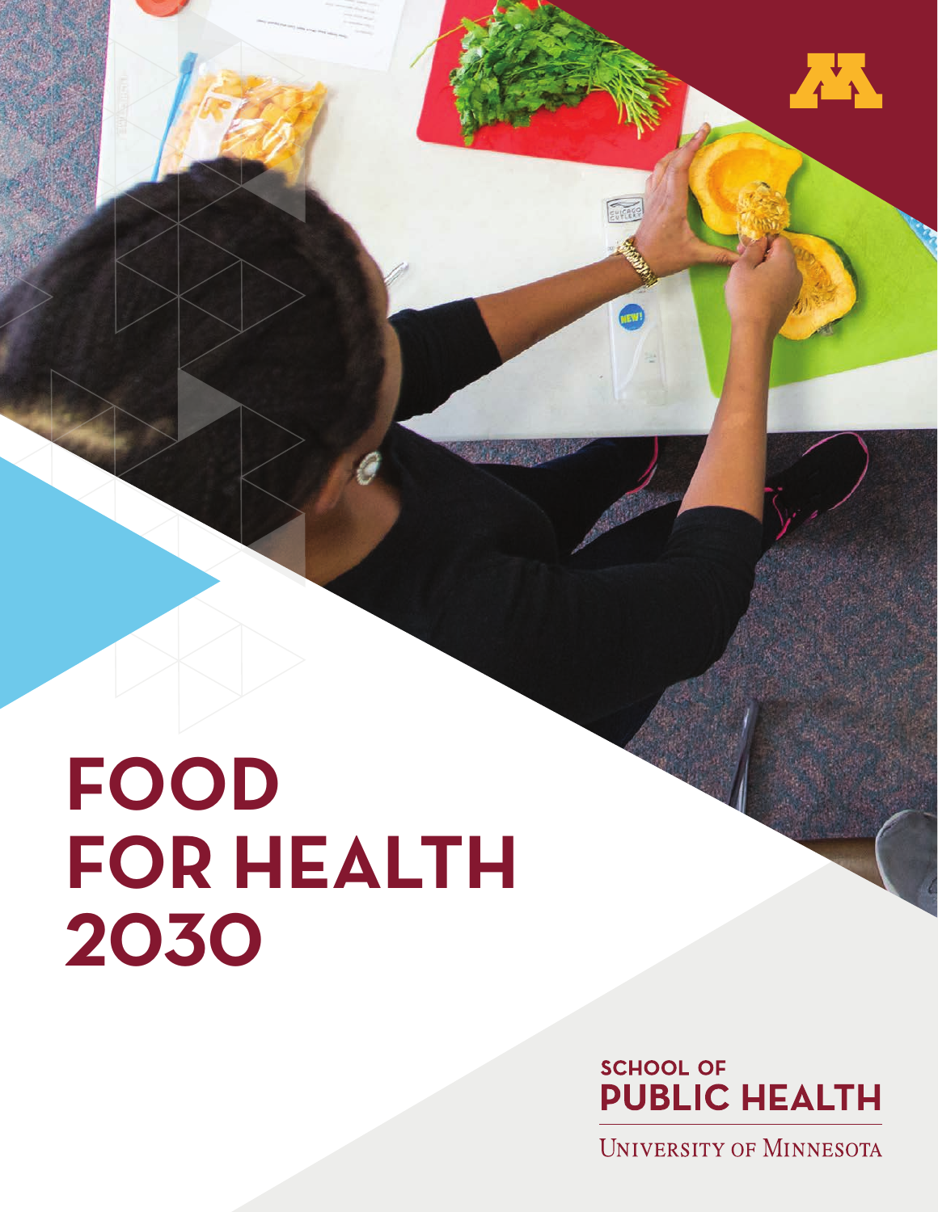# FOOD FOR HEALTH 2030

SCHOOL OF PUBLIC HEALTH

UNIVERSITY OF MINNESOTA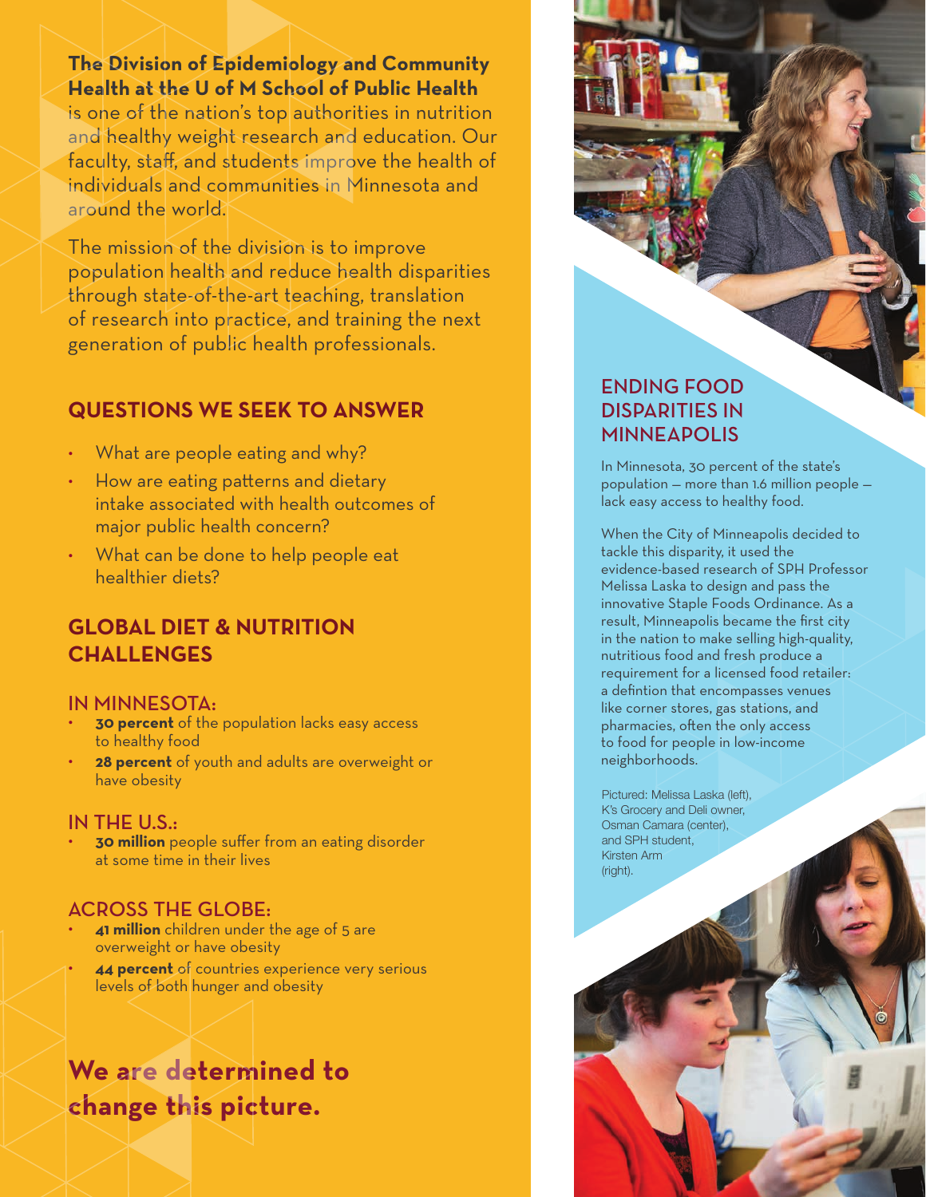**The Division of Epidemiology and Community Health at the U of M School of Public Health** is one of the nation's top authorities in nutrition and healthy weight research and education. Our faculty, staff, and students improve the health of individuals and communities in Minnesota and around the world.

The mission of the division is to improve population health and reduce health disparities through state-of-the-art teaching, translation of research into practice, and training the next generation of public health professionals.

## QUESTIONS WE SEEK TO ANSWER

- What are people eating and why?
- How are eating patterns and dietary intake associated with health outcomes of major public health concern?
- What can be done to help people eat healthier diets?

## GLOBAL DIET & NUTRITION CHALLENGES

### IN MINNESOTA:

- **30 percent** of the population lacks easy access to healthy food
- **28 percent** of youth and adults are overweight or have obesity

### IN THE U.S.:

- **30 million** people suffer from an eating disorder at some time in their lives

### ACROSS THE GLOBE:

- **41 million** children under the age of 5 are overweight or have obesity
- **44 percent** of countries experience very serious levels of both hunger and obesity

**We are determined to change this picture.**

## ENDING FOOD DISPARITIES IN MINNEAPOLIS

In Minnesota, 30 percent of the state's population — more than 1.6 million people — lack easy access to healthy food.

When the City of Minneapolis decided to tackle this disparity, it used the evidence-based research of SPH Professor Melissa Laska to design and pass the innovative Staple Foods Ordinance. As a result, Minneapolis became the first city in the nation to make selling high-quality, nutritious food and fresh produce a requirement for a licensed food retailer: a defintion that encompasses venues like corner stores, gas stations, and pharmacies, often the only access to food for people in low-income neighborhoods.

Pictured: Melissa Laska (left), K's Grocery and Deli owner, Osman Camara (center), and SPH student, Kirsten Arm (right).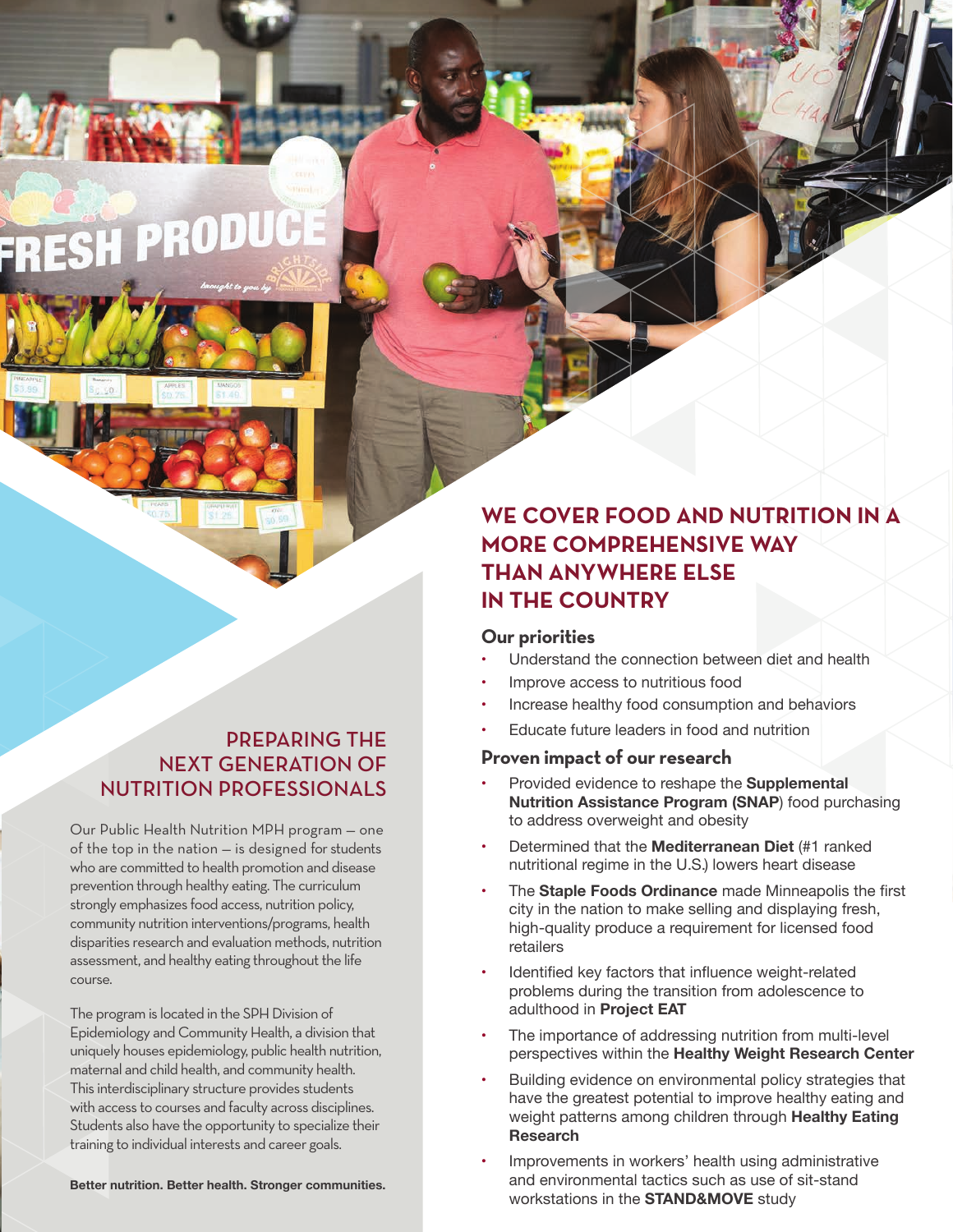## WE COVER FOOD AND NUTRITION IN A MORE COMPREHENSIVE WAY THAN ANYWHERE ELSE IN THE COUNTRY

### Our priorities

- Understand the connection between diet and health
- Improve access to nutritious food
- Increase healthy food consumption and behaviors
- Educate future leaders in food and nutrition

### Proven impact of our research

- Provided evidence to reshape the **Supplemental Nutrition Assistance Program (SNAP**) food purchasing to address overweight and obesity
- Determined that the **Mediterranean Diet** (#1 ranked nutritional regime in the U.S.) lowers heart disease
- The **Staple Foods Ordinance** made Minneapolis the first city in the nation to make selling and displaying fresh, high-quality produce a requirement for licensed food retailers
- Identified key factors that influence weight-related problems during the transition from adolescence to adulthood in **Project EAT**
- The importance of addressing nutrition from multi-level perspectives within the **Healthy Weight Research Center**
- Building evidence on environmental policy strategies that have the greatest potential to improve healthy eating and weight patterns among children through **Healthy Eating Research**
- Improvements in workers' health using administrative and environmental tactics such as use of sit-stand workstations in the **STAND&MOVE** study

## PREPARING THE NEXT GENERATION OF NUTRITION PROFESSIONALS

Our Public Health Nutrition MPH program — one of the top in the nation — is designed for students who are committed to health promotion and disease prevention through healthy eating. The curriculum strongly emphasizes food access, nutrition policy, community nutrition interventions/programs, health disparities research and evaluation methods, nutrition assessment, and healthy eating throughout the life course.

The program is located in the SPH Division of Epidemiology and Community Health, a division that uniquely houses epidemiology, public health nutrition, maternal and child health, and community health. This interdisciplinary structure provides students with access to courses and faculty across disciplines. Students also have the opportunity to specialize their training to individual interests and career goals.

**Better nutrition. Better health. Stronger communities.**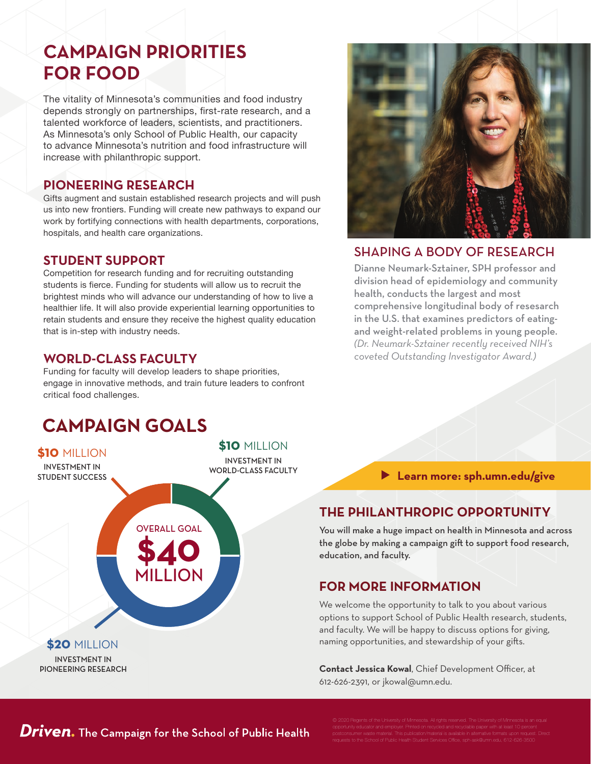# CAMPAIGN PRIORITIES FOR FOOD

The vitality of Minnesota's communities and food industry depends strongly on partnerships, first-rate research, and a talented workforce of leaders, scientists, and practitioners. As Minnesota's only School of Public Health, our capacity to advance Minnesota's nutrition and food infrastructure will increase with philanthropic support.

## PIONEERING RESEARCH

Gifts augment and sustain established research projects and will push us into new frontiers. Funding will create new pathways to expand our work by fortifying connections with health departments, corporations, hospitals, and health care organizations.

## STUDENT SUPPORT

Competition for research funding and for recruiting outstanding students is fierce. Funding for students will allow us to recruit the brightest minds who will advance our understanding of how to live a healthier life. It will also provide experiential learning opportunities to retain students and ensure they receive the highest quality education that is in-step with industry needs.

## WORLD-CLASS FACULTY

Funding for faculty will develop leaders to shape priorities, engage in innovative methods, and train future leaders to confront critical food challenges.

## SHAPING A BODY OF RESEARCH

Dianne Neumark-Sztainer, SPH professor and division head of epidemiology and community health, conducts the largest and most comprehensive longitudinal body of resesarch in the U.S. that examines predictors of eating- and weight-related problems in young people. *(Dr. Neumark-Sztainer recently received NIH's coveted Outstanding Investigator Award.)*

# CAMPAIGN GOALS

**$10** MILLION
INVESTMENT IN STUDENT SUCCESS

**$10** MILLION
INVESTMENT IN WORLD-CLASS FACULTY

OVERALL GOAL
**$40** MILLION

**$20** MILLION
INVESTMENT IN PIONEERING RESEARCH

▶ **Learn more: sph.umn.edu/give**

## THE PHILANTHROPIC OPPORTUNITY

**You will make a huge impact on health in Minnesota and across the globe by making a campaign gift to support food research, education, and faculty.**

## FOR MORE INFORMATION

We welcome the opportunity to talk to you about various options to support School of Public Health research, students, and faculty. We will be happy to discuss options for giving, naming opportunities, and stewardship of your gifts.

**Contact Jessica Kowal**, Chief Development Officer, at 612-626-2391, or jkowal@umn.edu.

***Driven.*** The Campaign for the School of Public Health

© 2020 Regents of the University of Minnesota. All rights reserved. The University of Minnesota is an equal opportunity educator and employer. Printed on recycled and recyclable paper with at least 10 percent postconsumer waste material. This publication/material is available in alternative formats upon request. Direct requests to the School of Public Health Student Services Office, sph-ask@umn.edu, 612-626-3500.